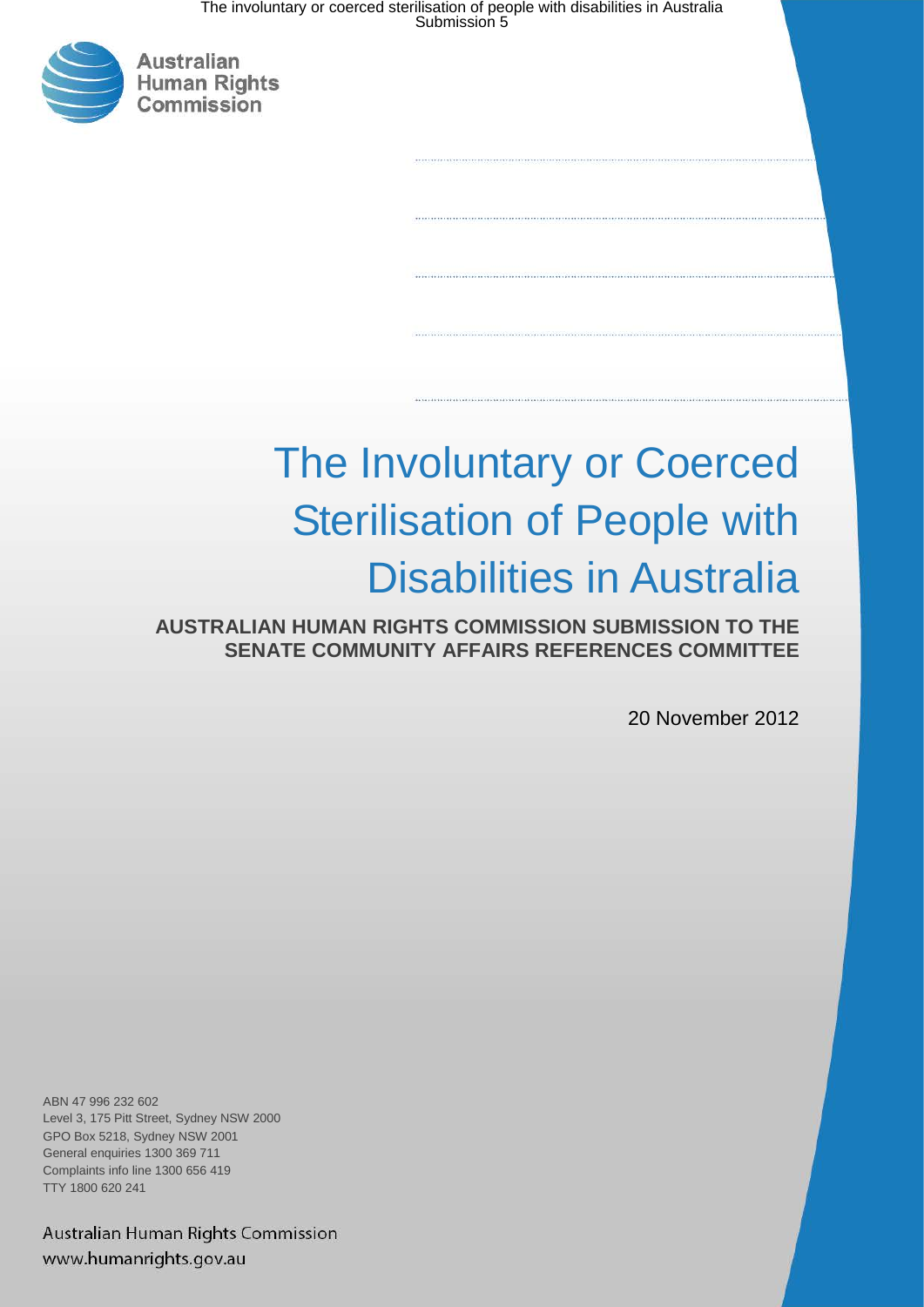Australian Human Rights Commission

# The Involuntary or Coerced Sterilisation of People with Disabilities in Australia

**AUSTRALIAN HUMAN RIGHTS COMMISSION SUBMISSION TO THE SENATE COMMUNITY AFFAIRS REFERENCES COMMITTEE**

20 November 2012

ABN 47 996 232 602
Level 3, 175 Pitt Street, Sydney NSW 2000
GPO Box 5218, Sydney NSW 2001
General enquiries 1300 369 711
Complaints info line 1300 656 419
TTY 1800 620 241

Australian Human Rights Commission
www.humanrights.gov.au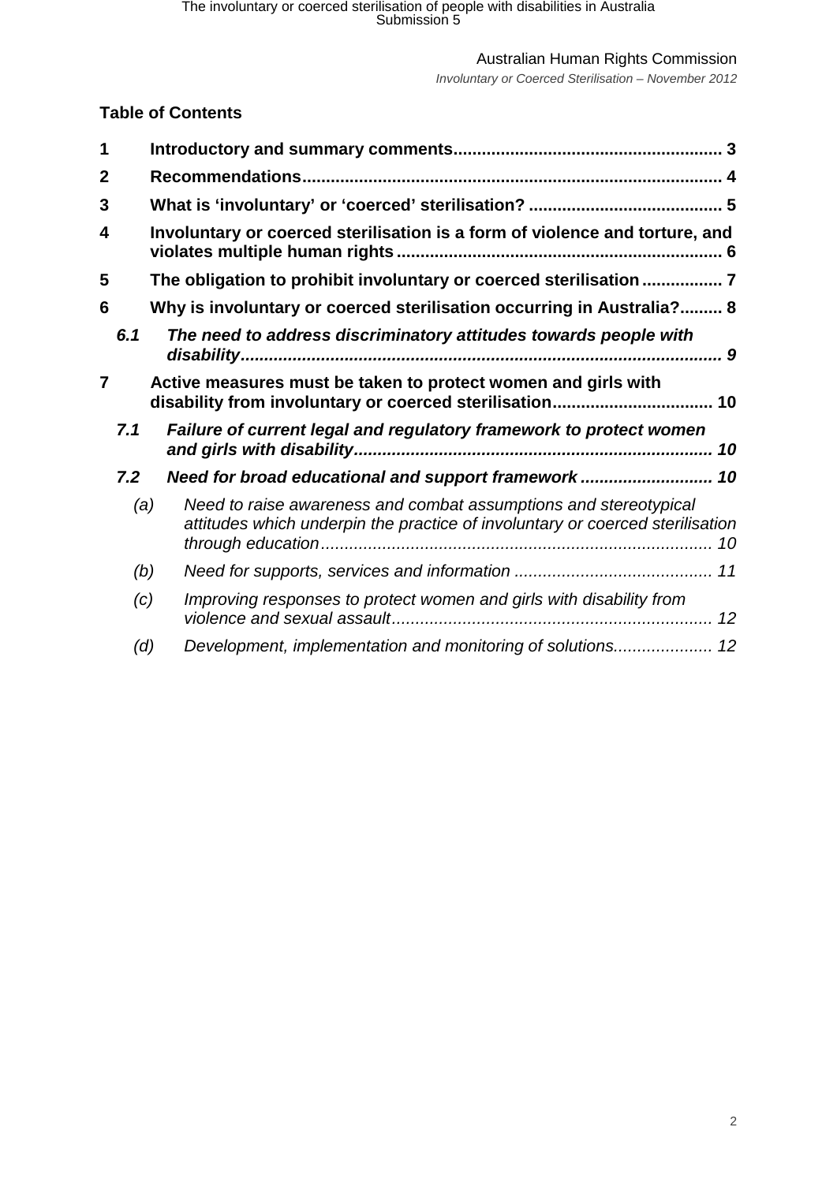## Table of Contents

**1 Introductory and summary comments........................................................ 3**

**2 Recommendations....................................................................................... 4**

**3 What is 'involuntary' or 'coerced' sterilisation? ......................................... 5**

**4 Involuntary or coerced sterilisation is a form of violence and torture, and violates multiple human rights .................................................................... 6**

**5 The obligation to prohibit involuntary or coerced sterilisation ................. 7**

**6 Why is involuntary or coerced sterilisation occurring in Australia?......... 8**

***6.1 The need to address discriminatory attitudes towards people with disability.................................................................................................... 9***

**7 Active measures must be taken to protect women and girls with disability from involuntary or coerced sterilisation.................................. 10**

***7.1 Failure of current legal and regulatory framework to protect women and girls with disability........................................................................... 10***

***7.2 Need for broad educational and support framework ............................ 10***

*(a) Need to raise awareness and combat assumptions and stereotypical attitudes which underpin the practice of involuntary or coerced sterilisation through education.................................................................................... 10*

*(b) Need for supports, services and information .......................................... 11*

*(c) Improving responses to protect women and girls with disability from violence and sexual assault.................................................................... 12*

*(d) Development, implementation and monitoring of solutions..................... 12*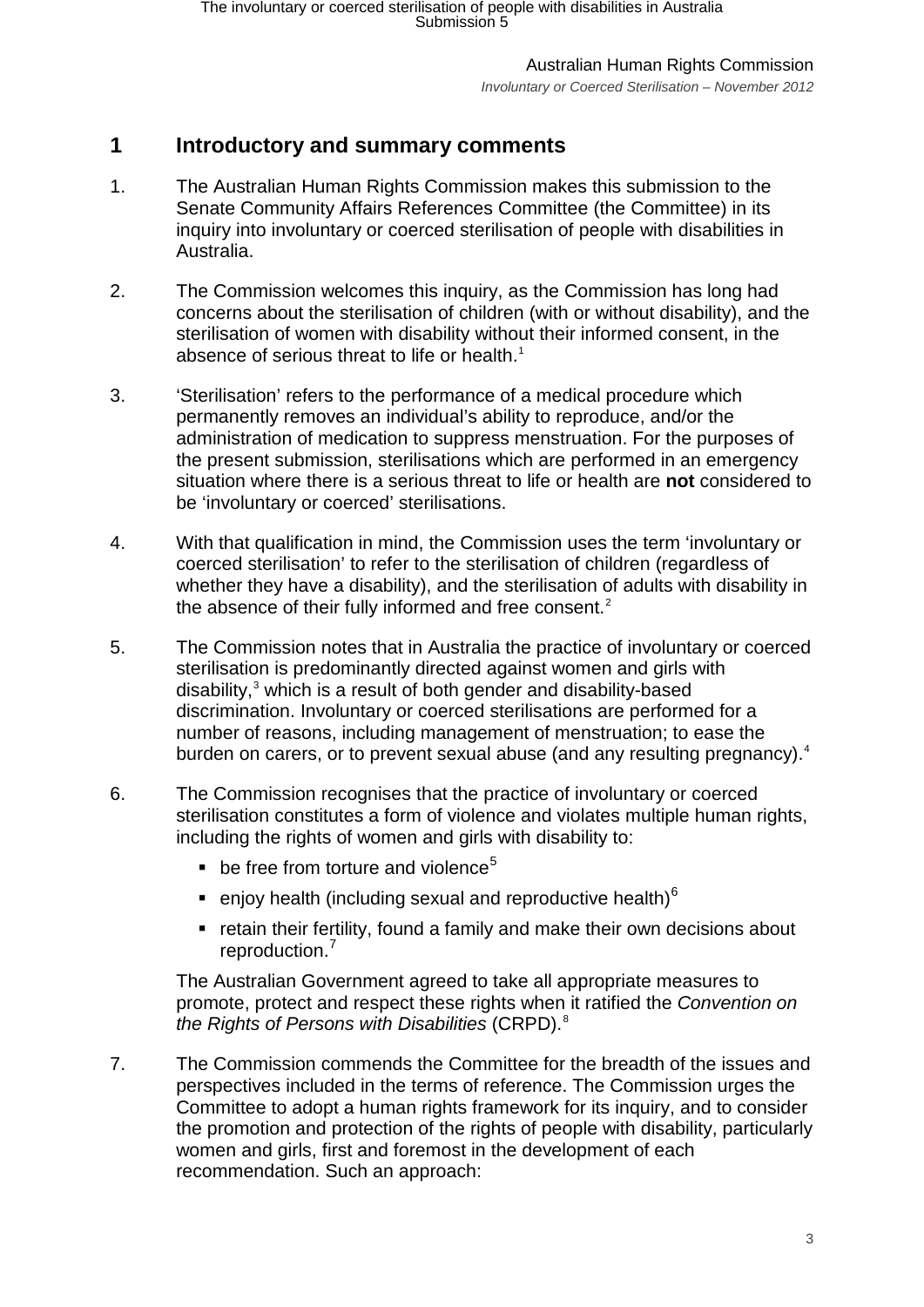## 1 Introductory and summary comments

1. The Australian Human Rights Commission makes this submission to the Senate Community Affairs References Committee (the Committee) in its inquiry into involuntary or coerced sterilisation of people with disabilities in Australia.

2. The Commission welcomes this inquiry, as the Commission has long had concerns about the sterilisation of children (with or without disability), and the sterilisation of women with disability without their informed consent, in the absence of serious threat to life or health.[1]

3. 'Sterilisation' refers to the performance of a medical procedure which permanently removes an individual's ability to reproduce, and/or the administration of medication to suppress menstruation. For the purposes of the present submission, sterilisations which are performed in an emergency situation where there is a serious threat to life or health are **not** considered to be 'involuntary or coerced' sterilisations.

4. With that qualification in mind, the Commission uses the term 'involuntary or coerced sterilisation' to refer to the sterilisation of children (regardless of whether they have a disability), and the sterilisation of adults with disability in the absence of their fully informed and free consent.[2]

5. The Commission notes that in Australia the practice of involuntary or coerced sterilisation is predominantly directed against women and girls with disability,[3] which is a result of both gender and disability-based discrimination. Involuntary or coerced sterilisations are performed for a number of reasons, including management of menstruation; to ease the burden on carers, or to prevent sexual abuse (and any resulting pregnancy).[4]

6. The Commission recognises that the practice of involuntary or coerced sterilisation constitutes a form of violence and violates multiple human rights, including the rights of women and girls with disability to:

   - be free from torture and violence[5]
   - enjoy health (including sexual and reproductive health)[6]
   - retain their fertility, found a family and make their own decisions about reproduction.[7]

   The Australian Government agreed to take all appropriate measures to promote, protect and respect these rights when it ratified the *Convention on the Rights of Persons with Disabilities* (CRPD).[8]

7. The Commission commends the Committee for the breadth of the issues and perspectives included in the terms of reference. The Commission urges the Committee to adopt a human rights framework for its inquiry, and to consider the promotion and protection of the rights of people with disability, particularly women and girls, first and foremost in the development of each recommendation. Such an approach: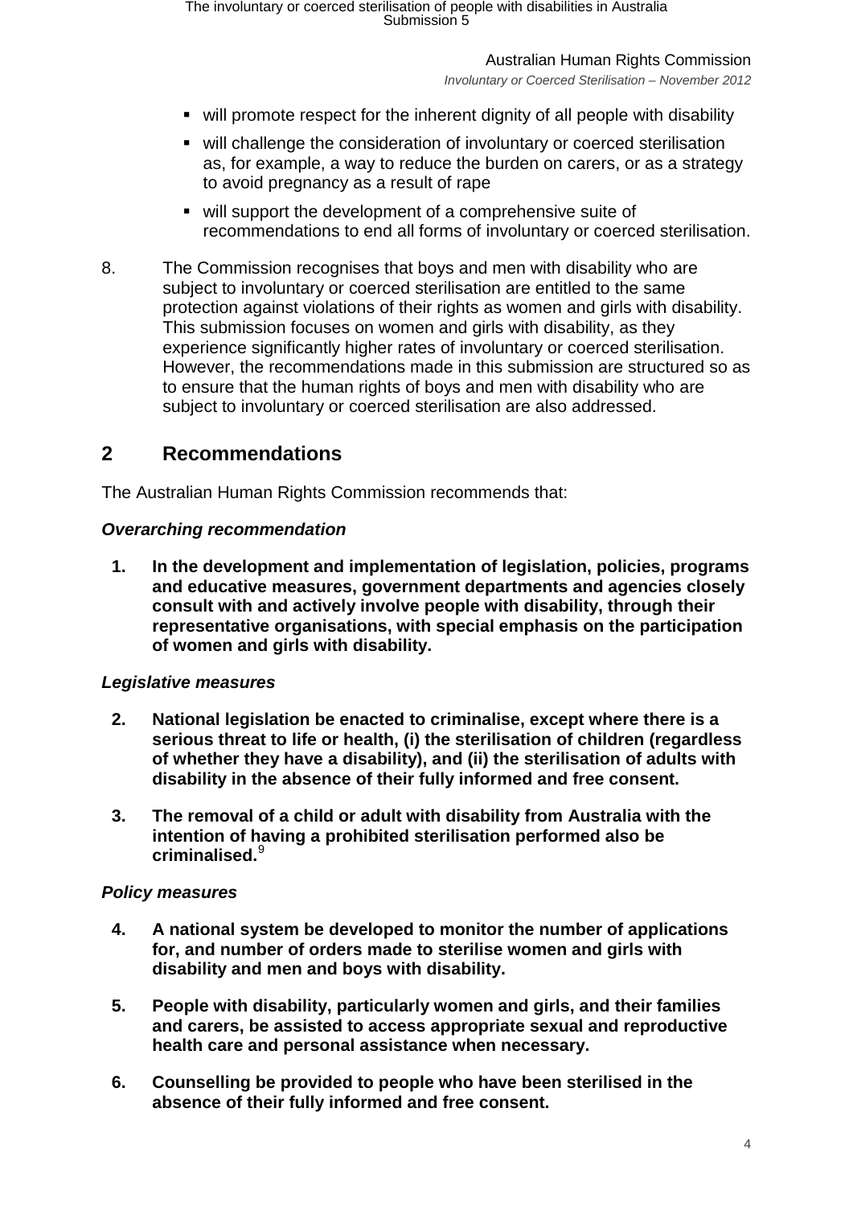- will promote respect for the inherent dignity of all people with disability
- will challenge the consideration of involuntary or coerced sterilisation as, for example, a way to reduce the burden on carers, or as a strategy to avoid pregnancy as a result of rape
- will support the development of a comprehensive suite of recommendations to end all forms of involuntary or coerced sterilisation.

8. The Commission recognises that boys and men with disability who are subject to involuntary or coerced sterilisation are entitled to the same protection against violations of their rights as women and girls with disability. This submission focuses on women and girls with disability, as they experience significantly higher rates of involuntary or coerced sterilisation. However, the recommendations made in this submission are structured so as to ensure that the human rights of boys and men with disability who are subject to involuntary or coerced sterilisation are also addressed.

## 2 Recommendations

The Australian Human Rights Commission recommends that:

### *Overarching recommendation*

1. **In the development and implementation of legislation, policies, programs and educative measures, government departments and agencies closely consult with and actively involve people with disability, through their representative organisations, with special emphasis on the participation of women and girls with disability.**

### *Legislative measures*

2. **National legislation be enacted to criminalise, except where there is a serious threat to life or health, (i) the sterilisation of children (regardless of whether they have a disability), and (ii) the sterilisation of adults with disability in the absence of their fully informed and free consent.**

3. **The removal of a child or adult with disability from Australia with the intention of having a prohibited sterilisation performed also be criminalised.**[9]

### *Policy measures*

4. **A national system be developed to monitor the number of applications for, and number of orders made to sterilise women and girls with disability and men and boys with disability.**

5. **People with disability, particularly women and girls, and their families and carers, be assisted to access appropriate sexual and reproductive health care and personal assistance when necessary.**

6. **Counselling be provided to people who have been sterilised in the absence of their fully informed and free consent.**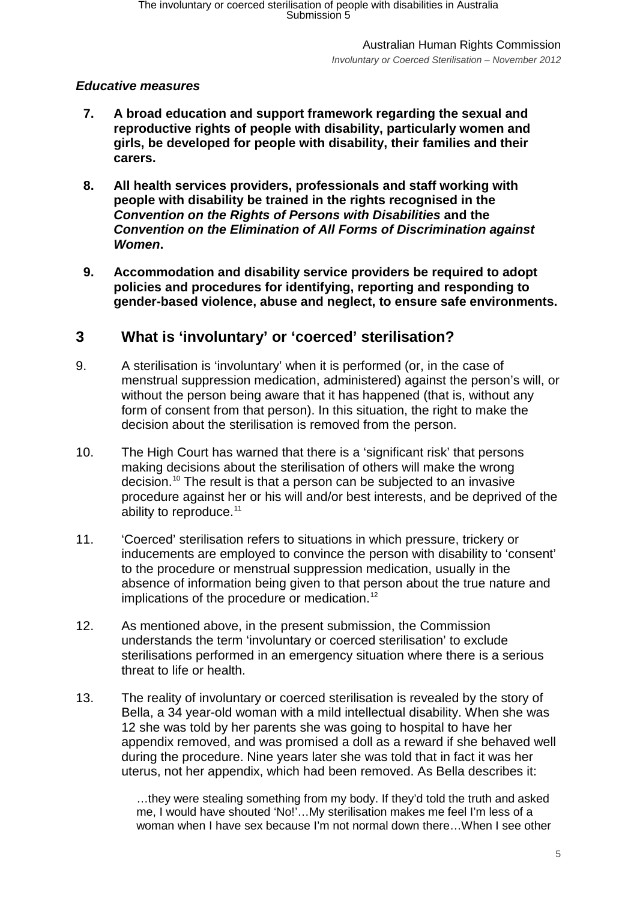### *Educative measures*

**7. A broad education and support framework regarding the sexual and reproductive rights of people with disability, particularly women and girls, be developed for people with disability, their families and their carers.**

**8. All health services providers, professionals and staff working with people with disability be trained in the rights recognised in the *Convention on the Rights of Persons with Disabilities* and the *Convention on the Elimination of All Forms of Discrimination against Women*.**

**9. Accommodation and disability service providers be required to adopt policies and procedures for identifying, reporting and responding to gender-based violence, abuse and neglect, to ensure safe environments.**

## 3 What is 'involuntary' or 'coerced' sterilisation?

9. A sterilisation is 'involuntary' when it is performed (or, in the case of menstrual suppression medication, administered) against the person's will, or without the person being aware that it has happened (that is, without any form of consent from that person). In this situation, the right to make the decision about the sterilisation is removed from the person.

10. The High Court has warned that there is a 'significant risk' that persons making decisions about the sterilisation of others will make the wrong decision.[10] The result is that a person can be subjected to an invasive procedure against her or his will and/or best interests, and be deprived of the ability to reproduce.[11]

11. 'Coerced' sterilisation refers to situations in which pressure, trickery or inducements are employed to convince the person with disability to 'consent' to the procedure or menstrual suppression medication, usually in the absence of information being given to that person about the true nature and implications of the procedure or medication.[12]

12. As mentioned above, in the present submission, the Commission understands the term 'involuntary or coerced sterilisation' to exclude sterilisations performed in an emergency situation where there is a serious threat to life or health.

13. The reality of involuntary or coerced sterilisation is revealed by the story of Bella, a 34 year-old woman with a mild intellectual disability. When she was 12 she was told by her parents she was going to hospital to have her appendix removed, and was promised a doll as a reward if she behaved well during the procedure. Nine years later she was told that in fact it was her uterus, not her appendix, which had been removed. As Bella describes it:

> …they were stealing something from my body. If they'd told the truth and asked me, I would have shouted 'No!'…My sterilisation makes me feel I'm less of a woman when I have sex because I'm not normal down there…When I see other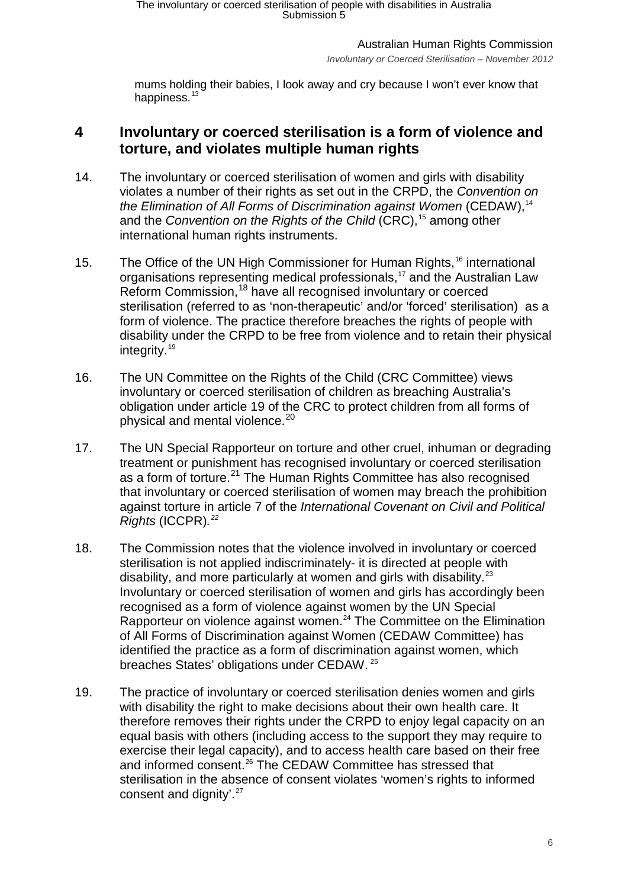mums holding their babies, I look away and cry because I won't ever know that happiness.[13]

## 4 Involuntary or coerced sterilisation is a form of violence and torture, and violates multiple human rights

14. The involuntary or coerced sterilisation of women and girls with disability violates a number of their rights as set out in the CRPD, the *Convention on the Elimination of All Forms of Discrimination against Women* (CEDAW),[14] and the *Convention on the Rights of the Child* (CRC),[15] among other international human rights instruments.

15. The Office of the UN High Commissioner for Human Rights,[16] international organisations representing medical professionals,[17] and the Australian Law Reform Commission,[18] have all recognised involuntary or coerced sterilisation (referred to as 'non-therapeutic' and/or 'forced' sterilisation) as a form of violence. The practice therefore breaches the rights of people with disability under the CRPD to be free from violence and to retain their physical integrity.[19]

16. The UN Committee on the Rights of the Child (CRC Committee) views involuntary or coerced sterilisation of children as breaching Australia's obligation under article 19 of the CRC to protect children from all forms of physical and mental violence.[20]

17. The UN Special Rapporteur on torture and other cruel, inhuman or degrading treatment or punishment has recognised involuntary or coerced sterilisation as a form of torture.[21] The Human Rights Committee has also recognised that involuntary or coerced sterilisation of women may breach the prohibition against torture in article 7 of the *International Covenant on Civil and Political Rights* (ICCPR).[22]

18. The Commission notes that the violence involved in involuntary or coerced sterilisation is not applied indiscriminately- it is directed at people with disability, and more particularly at women and girls with disability.[23] Involuntary or coerced sterilisation of women and girls has accordingly been recognised as a form of violence against women by the UN Special Rapporteur on violence against women.[24] The Committee on the Elimination of All Forms of Discrimination against Women (CEDAW Committee) has identified the practice as a form of discrimination against women, which breaches States' obligations under CEDAW.[25]

19. The practice of involuntary or coerced sterilisation denies women and girls with disability the right to make decisions about their own health care. It therefore removes their rights under the CRPD to enjoy legal capacity on an equal basis with others (including access to the support they may require to exercise their legal capacity), and to access health care based on their free and informed consent.[26] The CEDAW Committee has stressed that sterilisation in the absence of consent violates 'women's rights to informed consent and dignity'.[27]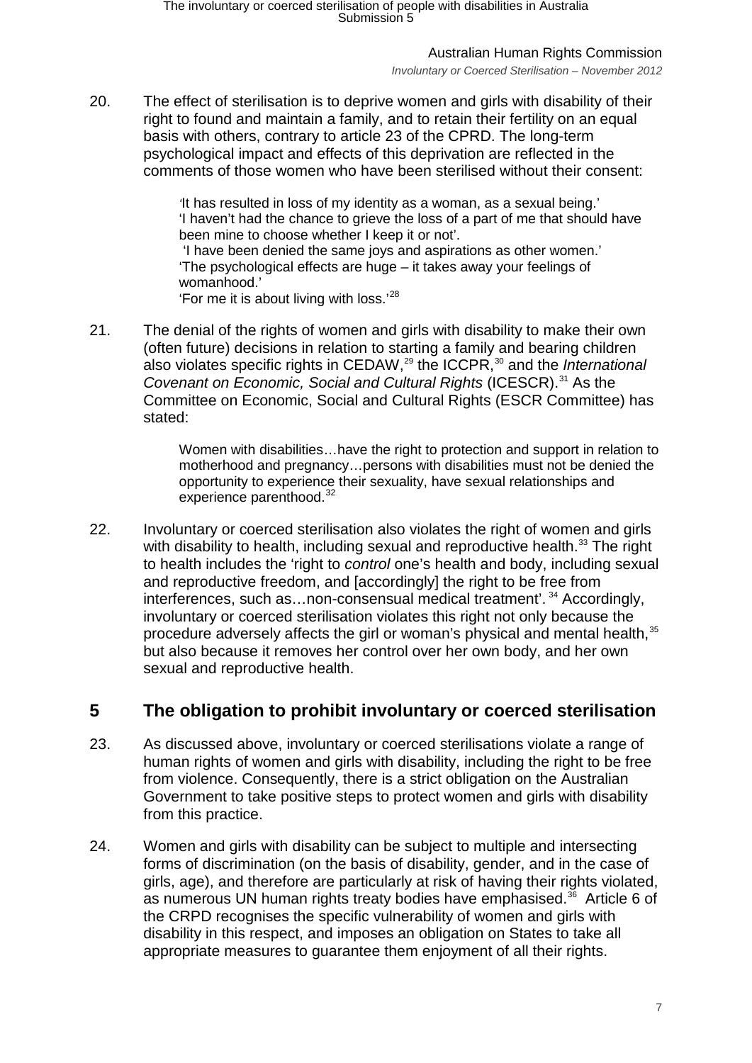20. The effect of sterilisation is to deprive women and girls with disability of their right to found and maintain a family, and to retain their fertility on an equal basis with others, contrary to article 23 of the CPRD. The long-term psychological impact and effects of this deprivation are reflected in the comments of those women who have been sterilised without their consent:

> 'It has resulted in loss of my identity as a woman, as a sexual being.'
> 'I haven't had the chance to grieve the loss of a part of me that should have been mine to choose whether I keep it or not'.
> 'I have been denied the same joys and aspirations as other women.'
> 'The psychological effects are huge – it takes away your feelings of womanhood.'
> 'For me it is about living with loss.'[28]

21. The denial of the rights of women and girls with disability to make their own (often future) decisions in relation to starting a family and bearing children also violates specific rights in CEDAW,[29] the ICCPR,[30] and the *International Covenant on Economic, Social and Cultural Rights* (ICESCR).[31] As the Committee on Economic, Social and Cultural Rights (ESCR Committee) has stated:

> Women with disabilities…have the right to protection and support in relation to motherhood and pregnancy…persons with disabilities must not be denied the opportunity to experience their sexuality, have sexual relationships and experience parenthood.[32]

22. Involuntary or coerced sterilisation also violates the right of women and girls with disability to health, including sexual and reproductive health.[33] The right to health includes the 'right to *control* one's health and body, including sexual and reproductive freedom, and [accordingly] the right to be free from interferences, such as…non-consensual medical treatment'.[34] Accordingly, involuntary or coerced sterilisation violates this right not only because the procedure adversely affects the girl or woman's physical and mental health,[35] but also because it removes her control over her own body, and her own sexual and reproductive health.

## 5 The obligation to prohibit involuntary or coerced sterilisation

23. As discussed above, involuntary or coerced sterilisations violate a range of human rights of women and girls with disability, including the right to be free from violence. Consequently, there is a strict obligation on the Australian Government to take positive steps to protect women and girls with disability from this practice.

24. Women and girls with disability can be subject to multiple and intersecting forms of discrimination (on the basis of disability, gender, and in the case of girls, age), and therefore are particularly at risk of having their rights violated, as numerous UN human rights treaty bodies have emphasised.[36] Article 6 of the CRPD recognises the specific vulnerability of women and girls with disability in this respect, and imposes an obligation on States to take all appropriate measures to guarantee them enjoyment of all their rights.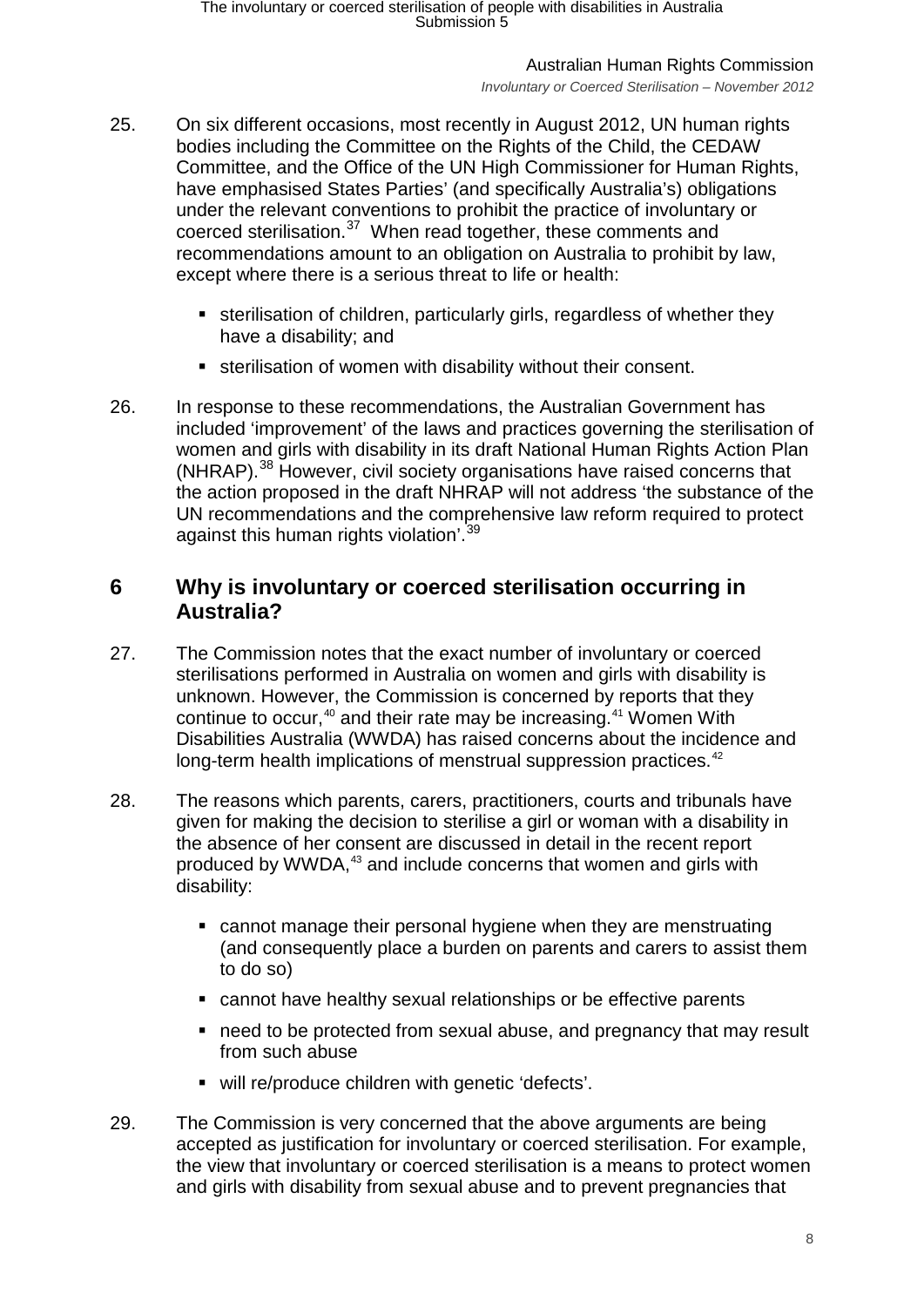25. On six different occasions, most recently in August 2012, UN human rights bodies including the Committee on the Rights of the Child, the CEDAW Committee, and the Office of the UN High Commissioner for Human Rights, have emphasised States Parties' (and specifically Australia's) obligations under the relevant conventions to prohibit the practice of involuntary or coerced sterilisation.[37] When read together, these comments and recommendations amount to an obligation on Australia to prohibit by law, except where there is a serious threat to life or health:

- sterilisation of children, particularly girls, regardless of whether they have a disability; and
- sterilisation of women with disability without their consent.

26. In response to these recommendations, the Australian Government has included 'improvement' of the laws and practices governing the sterilisation of women and girls with disability in its draft National Human Rights Action Plan (NHRAP).[38] However, civil society organisations have raised concerns that the action proposed in the draft NHRAP will not address 'the substance of the UN recommendations and the comprehensive law reform required to protect against this human rights violation'.[39]

## 6 Why is involuntary or coerced sterilisation occurring in Australia?

27. The Commission notes that the exact number of involuntary or coerced sterilisations performed in Australia on women and girls with disability is unknown. However, the Commission is concerned by reports that they continue to occur,[40] and their rate may be increasing.[41] Women With Disabilities Australia (WWDA) has raised concerns about the incidence and long-term health implications of menstrual suppression practices.[42]

28. The reasons which parents, carers, practitioners, courts and tribunals have given for making the decision to sterilise a girl or woman with a disability in the absence of her consent are discussed in detail in the recent report produced by WWDA,[43] and include concerns that women and girls with disability:

- cannot manage their personal hygiene when they are menstruating (and consequently place a burden on parents and carers to assist them to do so)
- cannot have healthy sexual relationships or be effective parents
- need to be protected from sexual abuse, and pregnancy that may result from such abuse
- will re/produce children with genetic 'defects'.

29. The Commission is very concerned that the above arguments are being accepted as justification for involuntary or coerced sterilisation. For example, the view that involuntary or coerced sterilisation is a means to protect women and girls with disability from sexual abuse and to prevent pregnancies that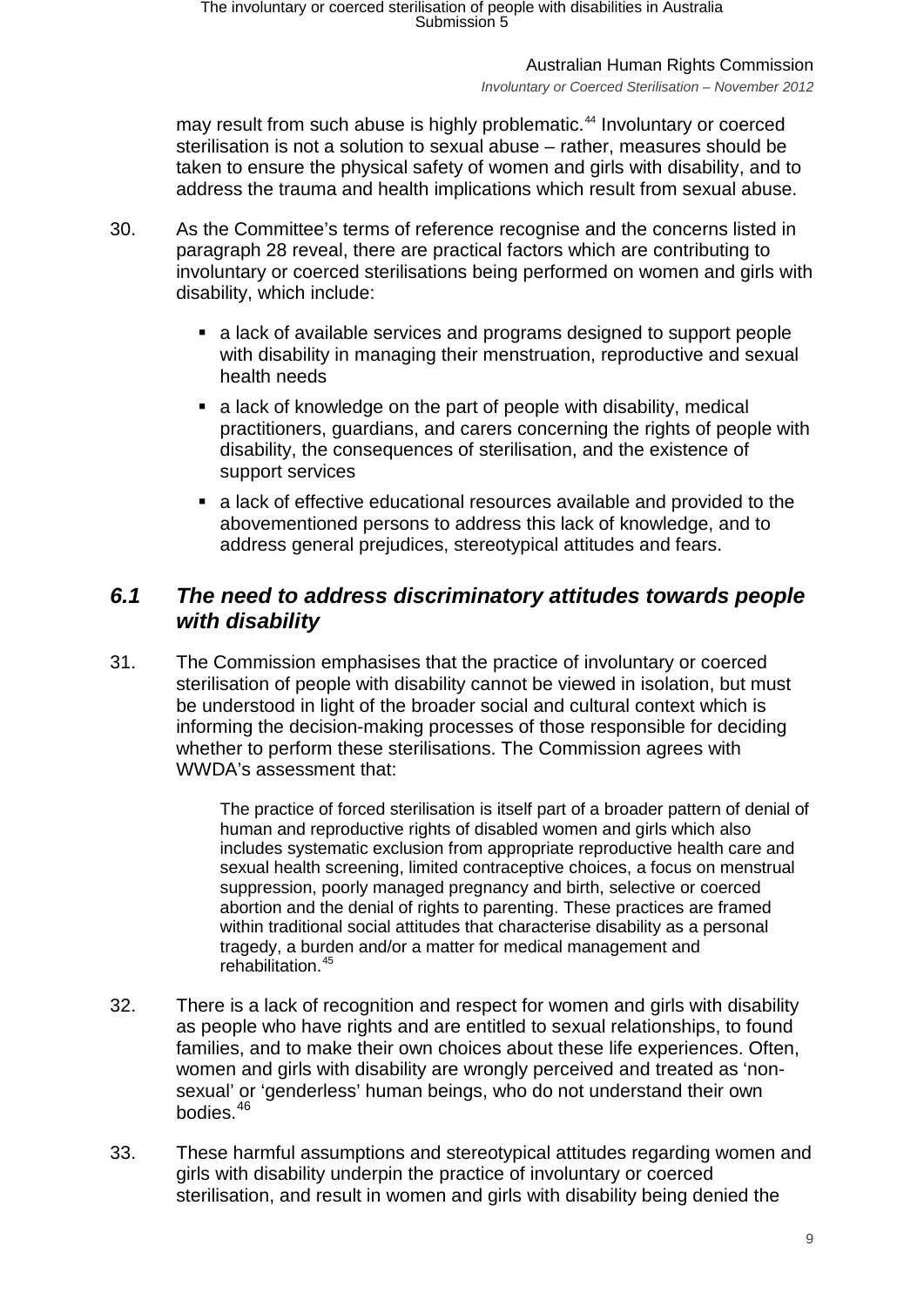may result from such abuse is highly problematic.[44] Involuntary or coerced sterilisation is not a solution to sexual abuse – rather, measures should be taken to ensure the physical safety of women and girls with disability, and to address the trauma and health implications which result from sexual abuse.

30. As the Committee's terms of reference recognise and the concerns listed in paragraph 28 reveal, there are practical factors which are contributing to involuntary or coerced sterilisations being performed on women and girls with disability, which include:

   - a lack of available services and programs designed to support people with disability in managing their menstruation, reproductive and sexual health needs
   - a lack of knowledge on the part of people with disability, medical practitioners, guardians, and carers concerning the rights of people with disability, the consequences of sterilisation, and the existence of support services
   - a lack of effective educational resources available and provided to the abovementioned persons to address this lack of knowledge, and to address general prejudices, stereotypical attitudes and fears.

## *6.1 The need to address discriminatory attitudes towards people with disability*

31. The Commission emphasises that the practice of involuntary or coerced sterilisation of people with disability cannot be viewed in isolation, but must be understood in light of the broader social and cultural context which is informing the decision-making processes of those responsible for deciding whether to perform these sterilisations. The Commission agrees with WWDA's assessment that:

> The practice of forced sterilisation is itself part of a broader pattern of denial of human and reproductive rights of disabled women and girls which also includes systematic exclusion from appropriate reproductive health care and sexual health screening, limited contraceptive choices, a focus on menstrual suppression, poorly managed pregnancy and birth, selective or coerced abortion and the denial of rights to parenting. These practices are framed within traditional social attitudes that characterise disability as a personal tragedy, a burden and/or a matter for medical management and rehabilitation.[45]

32. There is a lack of recognition and respect for women and girls with disability as people who have rights and are entitled to sexual relationships, to found families, and to make their own choices about these life experiences. Often, women and girls with disability are wrongly perceived and treated as 'non-sexual' or 'genderless' human beings, who do not understand their own bodies.[46]

33. These harmful assumptions and stereotypical attitudes regarding women and girls with disability underpin the practice of involuntary or coerced sterilisation, and result in women and girls with disability being denied the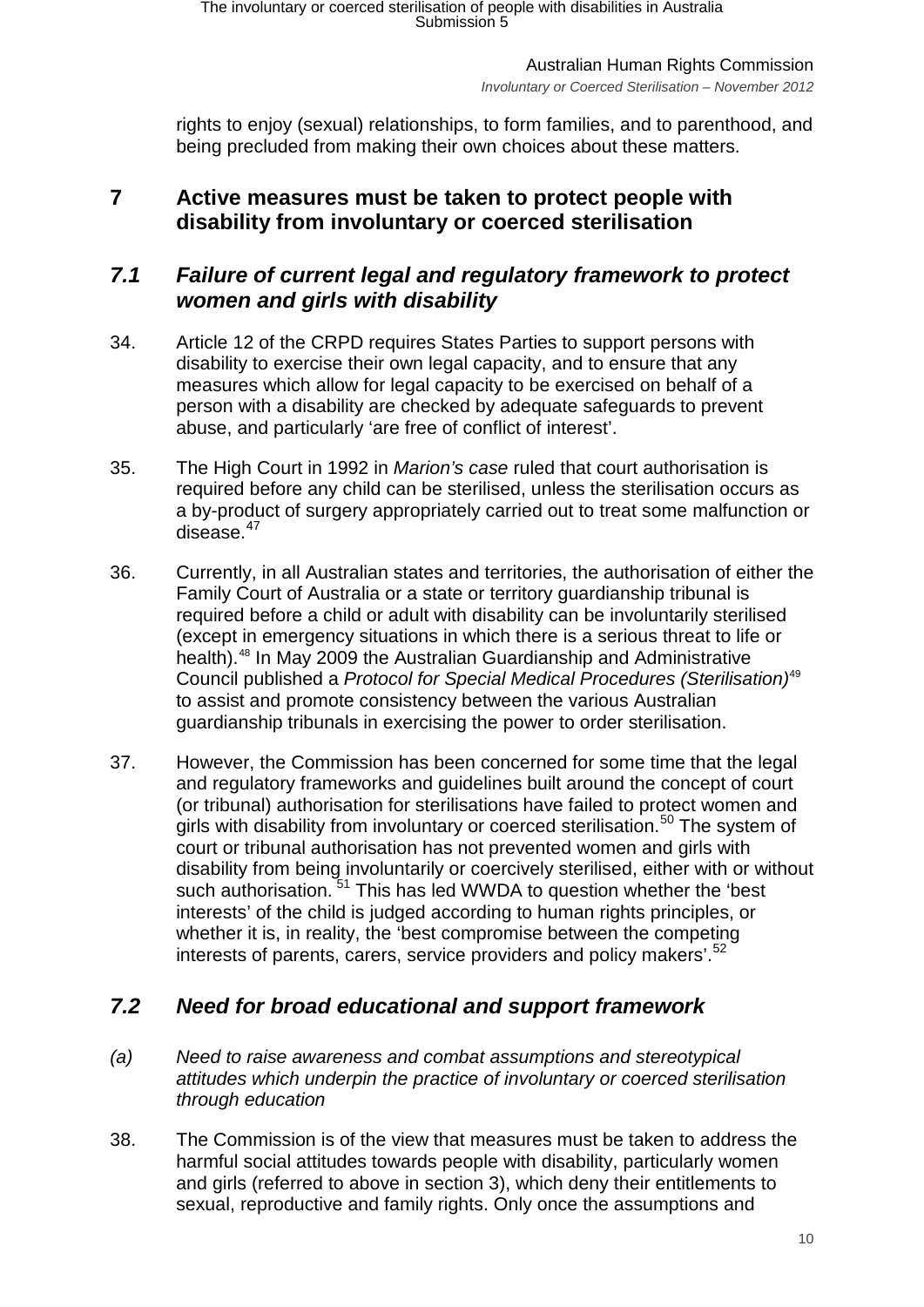rights to enjoy (sexual) relationships, to form families, and to parenthood, and being precluded from making their own choices about these matters.

## 7 Active measures must be taken to protect people with disability from involuntary or coerced sterilisation

### *7.1 Failure of current legal and regulatory framework to protect women and girls with disability*

34. Article 12 of the CRPD requires States Parties to support persons with disability to exercise their own legal capacity, and to ensure that any measures which allow for legal capacity to be exercised on behalf of a person with a disability are checked by adequate safeguards to prevent abuse, and particularly 'are free of conflict of interest'.

35. The High Court in 1992 in *Marion's case* ruled that court authorisation is required before any child can be sterilised, unless the sterilisation occurs as a by-product of surgery appropriately carried out to treat some malfunction or disease.[47]

36. Currently, in all Australian states and territories, the authorisation of either the Family Court of Australia or a state or territory guardianship tribunal is required before a child or adult with disability can be involuntarily sterilised (except in emergency situations in which there is a serious threat to life or health).[48] In May 2009 the Australian Guardianship and Administrative Council published a *Protocol for Special Medical Procedures (Sterilisation)*[49] to assist and promote consistency between the various Australian guardianship tribunals in exercising the power to order sterilisation.

37. However, the Commission has been concerned for some time that the legal and regulatory frameworks and guidelines built around the concept of court (or tribunal) authorisation for sterilisations have failed to protect women and girls with disability from involuntary or coerced sterilisation.[50] The system of court or tribunal authorisation has not prevented women and girls with disability from being involuntarily or coercively sterilised, either with or without such authorisation.[51] This has led WWDA to question whether the 'best interests' of the child is judged according to human rights principles, or whether it is, in reality, the 'best compromise between the competing interests of parents, carers, service providers and policy makers'.[52]

### *7.2 Need for broad educational and support framework*

*(a) Need to raise awareness and combat assumptions and stereotypical attitudes which underpin the practice of involuntary or coerced sterilisation through education*

38. The Commission is of the view that measures must be taken to address the harmful social attitudes towards people with disability, particularly women and girls (referred to above in section 3), which deny their entitlements to sexual, reproductive and family rights. Only once the assumptions and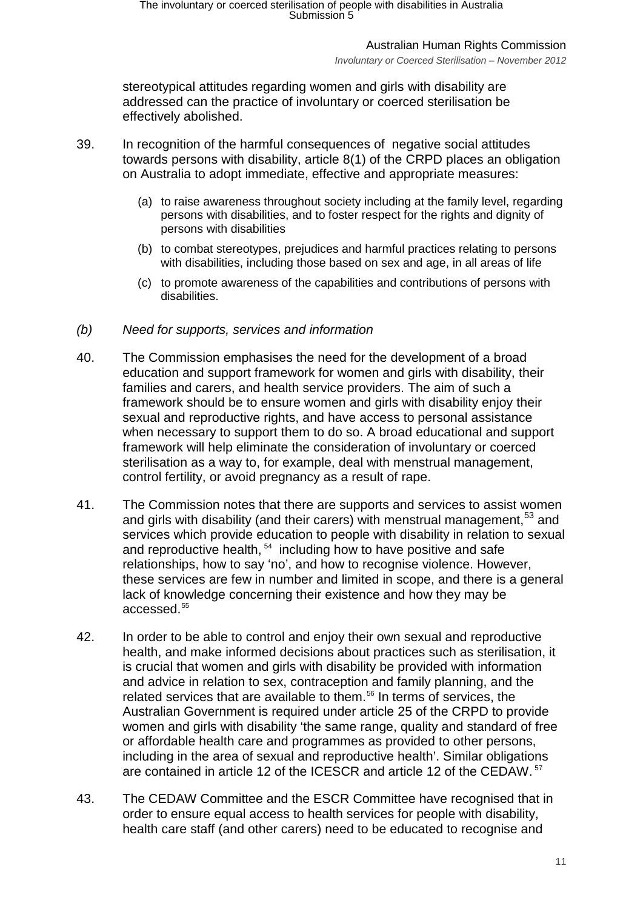stereotypical attitudes regarding women and girls with disability are addressed can the practice of involuntary or coerced sterilisation be effectively abolished.

39. In recognition of the harmful consequences of negative social attitudes towards persons with disability, article 8(1) of the CRPD places an obligation on Australia to adopt immediate, effective and appropriate measures:

    (a) to raise awareness throughout society including at the family level, regarding persons with disabilities, and to foster respect for the rights and dignity of persons with disabilities

    (b) to combat stereotypes, prejudices and harmful practices relating to persons with disabilities, including those based on sex and age, in all areas of life

    (c) to promote awareness of the capabilities and contributions of persons with disabilities.

*(b) Need for supports, services and information*

40. The Commission emphasises the need for the development of a broad education and support framework for women and girls with disability, their families and carers, and health service providers. The aim of such a framework should be to ensure women and girls with disability enjoy their sexual and reproductive rights, and have access to personal assistance when necessary to support them to do so. A broad educational and support framework will help eliminate the consideration of involuntary or coerced sterilisation as a way to, for example, deal with menstrual management, control fertility, or avoid pregnancy as a result of rape.

41. The Commission notes that there are supports and services to assist women and girls with disability (and their carers) with menstrual management,[53] and services which provide education to people with disability in relation to sexual and reproductive health,[54] including how to have positive and safe relationships, how to say 'no', and how to recognise violence. However, these services are few in number and limited in scope, and there is a general lack of knowledge concerning their existence and how they may be accessed.[55]

42. In order to be able to control and enjoy their own sexual and reproductive health, and make informed decisions about practices such as sterilisation, it is crucial that women and girls with disability be provided with information and advice in relation to sex, contraception and family planning, and the related services that are available to them.[56] In terms of services, the Australian Government is required under article 25 of the CRPD to provide women and girls with disability 'the same range, quality and standard of free or affordable health care and programmes as provided to other persons, including in the area of sexual and reproductive health'. Similar obligations are contained in article 12 of the ICESCR and article 12 of the CEDAW.[57]

43. The CEDAW Committee and the ESCR Committee have recognised that in order to ensure equal access to health services for people with disability, health care staff (and other carers) need to be educated to recognise and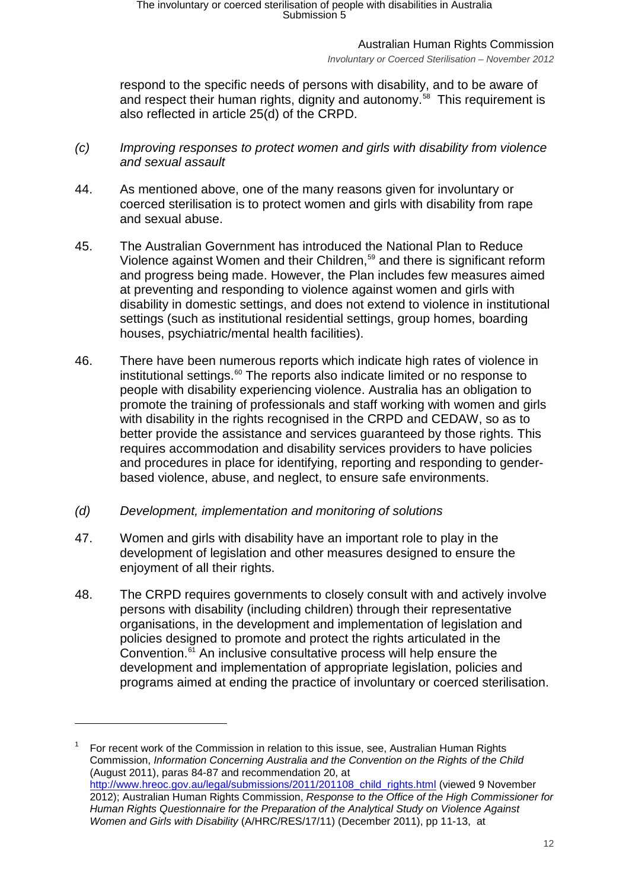respond to the specific needs of persons with disability, and to be aware of and respect their human rights, dignity and autonomy.[58] This requirement is also reflected in article 25(d) of the CRPD.

*(c) Improving responses to protect women and girls with disability from violence and sexual assault*

44. As mentioned above, one of the many reasons given for involuntary or coerced sterilisation is to protect women and girls with disability from rape and sexual abuse.

45. The Australian Government has introduced the National Plan to Reduce Violence against Women and their Children,[59] and there is significant reform and progress being made. However, the Plan includes few measures aimed at preventing and responding to violence against women and girls with disability in domestic settings, and does not extend to violence in institutional settings (such as institutional residential settings, group homes, boarding houses, psychiatric/mental health facilities).

46. There have been numerous reports which indicate high rates of violence in institutional settings.[60] The reports also indicate limited or no response to people with disability experiencing violence. Australia has an obligation to promote the training of professionals and staff working with women and girls with disability in the rights recognised in the CRPD and CEDAW, so as to better provide the assistance and services guaranteed by those rights. This requires accommodation and disability services providers to have policies and procedures in place for identifying, reporting and responding to gender-based violence, abuse, and neglect, to ensure safe environments.

*(d) Development, implementation and monitoring of solutions*

47. Women and girls with disability have an important role to play in the development of legislation and other measures designed to ensure the enjoyment of all their rights.

48. The CRPD requires governments to closely consult with and actively involve persons with disability (including children) through their representative organisations, in the development and implementation of legislation and policies designed to promote and protect the rights articulated in the Convention.[61] An inclusive consultative process will help ensure the development and implementation of appropriate legislation, policies and programs aimed at ending the practice of involuntary or coerced sterilisation.

---

[1] For recent work of the Commission in relation to this issue, see, Australian Human Rights Commission, *Information Concerning Australia and the Convention on the Rights of the Child* (August 2011), paras 84-87 and recommendation 20, at http://www.hreoc.gov.au/legal/submissions/2011/201108_child_rights.html (viewed 9 November 2012); Australian Human Rights Commission, *Response to the Office of the High Commissioner for Human Rights Questionnaire for the Preparation of the Analytical Study on Violence Against Women and Girls with Disability* (A/HRC/RES/17/11) (December 2011), pp 11-13, at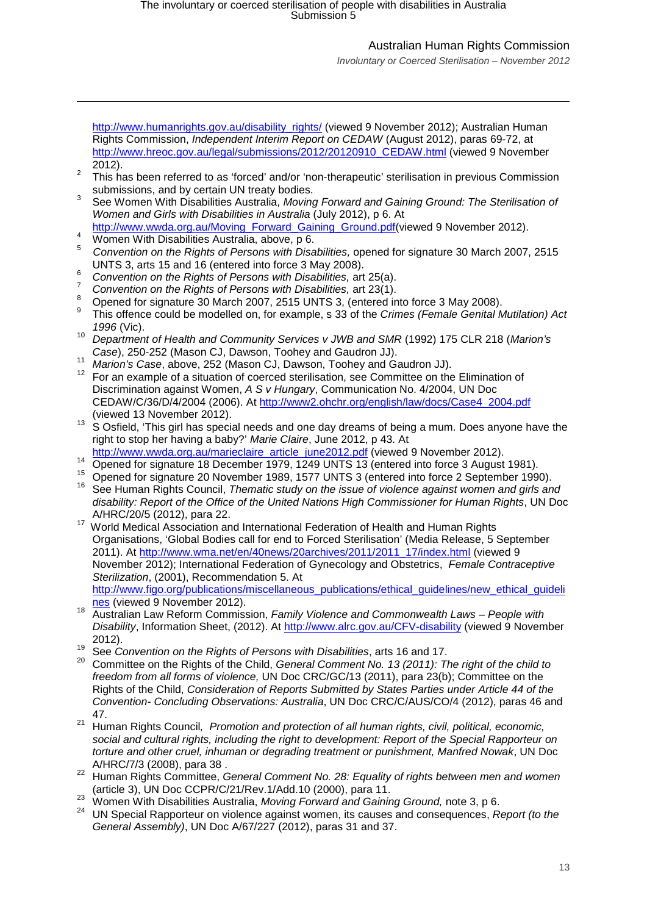http://www.humanrights.gov.au/disability_rights/ (viewed 9 November 2012); Australian Human Rights Commission, *Independent Interim Report on CEDAW* (August 2012), paras 69-72, at http://www.hreoc.gov.au/legal/submissions/2012/20120910_CEDAW.html (viewed 9 November 2012).

[2] This has been referred to as 'forced' and/or 'non-therapeutic' sterilisation in previous Commission submissions, and by certain UN treaty bodies.

[3] See Women With Disabilities Australia, *Moving Forward and Gaining Ground: The Sterilisation of Women and Girls with Disabilities in Australia* (July 2012), p 6. At http://www.wwda.org.au/Moving_Forward_Gaining_Ground.pdf(viewed 9 November 2012).

[4] Women With Disabilities Australia, above, p 6.

[5] *Convention on the Rights of Persons with Disabilities,* opened for signature 30 March 2007, 2515 UNTS 3, arts 15 and 16 (entered into force 3 May 2008).

[6] *Convention on the Rights of Persons with Disabilities,* art 25(a).

[7] *Convention on the Rights of Persons with Disabilities,* art 23(1).

[8] Opened for signature 30 March 2007, 2515 UNTS 3, (entered into force 3 May 2008).

[9] This offence could be modelled on, for example, s 33 of the *Crimes (Female Genital Mutilation) Act 1996* (Vic).

[10] *Department of Health and Community Services v JWB and SMR* (1992) 175 CLR 218 (*Marion's Case*), 250-252 (Mason CJ, Dawson, Toohey and Gaudron JJ).

[11] *Marion's Case*, above, 252 (Mason CJ, Dawson, Toohey and Gaudron JJ).

[12] For an example of a situation of coerced sterilisation, see Committee on the Elimination of Discrimination against Women, *A S v Hungary*, Communication No. 4/2004, UN Doc CEDAW/C/36/D/4/2004 (2006). At http://www2.ohchr.org/english/law/docs/Case4_2004.pdf (viewed 13 November 2012).

[13] S Osfield, 'This girl has special needs and one day dreams of being a mum. Does anyone have the right to stop her having a baby?' *Marie Claire*, June 2012, p 43. At http://www.wwda.org.au/marieclaire_article_june2012.pdf (viewed 9 November 2012).

[14] Opened for signature 18 December 1979, 1249 UNTS 13 (entered into force 3 August 1981).

[15] Opened for signature 20 November 1989, 1577 UNTS 3 (entered into force 2 September 1990).

[16] See Human Rights Council, *Thematic study on the issue of violence against women and girls and disability: Report of the Office of the United Nations High Commissioner for Human Rights*, UN Doc A/HRC/20/5 (2012), para 22.

[17] World Medical Association and International Federation of Health and Human Rights Organisations, 'Global Bodies call for end to Forced Sterilisation' (Media Release, 5 September 2011). At http://www.wma.net/en/40news/20archives/2011/2011_17/index.html (viewed 9 November 2012); International Federation of Gynecology and Obstetrics, *Female Contraceptive Sterilization*, (2001), Recommendation 5. At http://www.figo.org/publications/miscellaneous_publications/ethical_guidelines/new_ethical_guidelines (viewed 9 November 2012).

[18] Australian Law Reform Commission, *Family Violence and Commonwealth Laws – People with Disability*, Information Sheet, (2012). At http://www.alrc.gov.au/CFV-disability (viewed 9 November 2012).

[19] See *Convention on the Rights of Persons with Disabilities*, arts 16 and 17.

[20] Committee on the Rights of the Child, *General Comment No. 13 (2011): The right of the child to freedom from all forms of violence,* UN Doc CRC/GC/13 (2011), para 23(b); Committee on the Rights of the Child, *Consideration of Reports Submitted by States Parties under Article 44 of the Convention- Concluding Observations: Australia*, UN Doc CRC/C/AUS/CO/4 (2012), paras 46 and 47.

[21] Human Rights Council, *Promotion and protection of all human rights, civil, political, economic, social and cultural rights, including the right to development: Report of the Special Rapporteur on torture and other cruel, inhuman or degrading treatment or punishment, Manfred Nowak*, UN Doc A/HRC/7/3 (2008), para 38 .

[22] Human Rights Committee, *General Comment No. 28: Equality of rights between men and women* (article 3), UN Doc CCPR/C/21/Rev.1/Add.10 (2000), para 11.

[23] Women With Disabilities Australia, *Moving Forward and Gaining Ground,* note 3, p 6.

[24] UN Special Rapporteur on violence against women, its causes and consequences, *Report (to the General Assembly)*, UN Doc A/67/227 (2012), paras 31 and 37.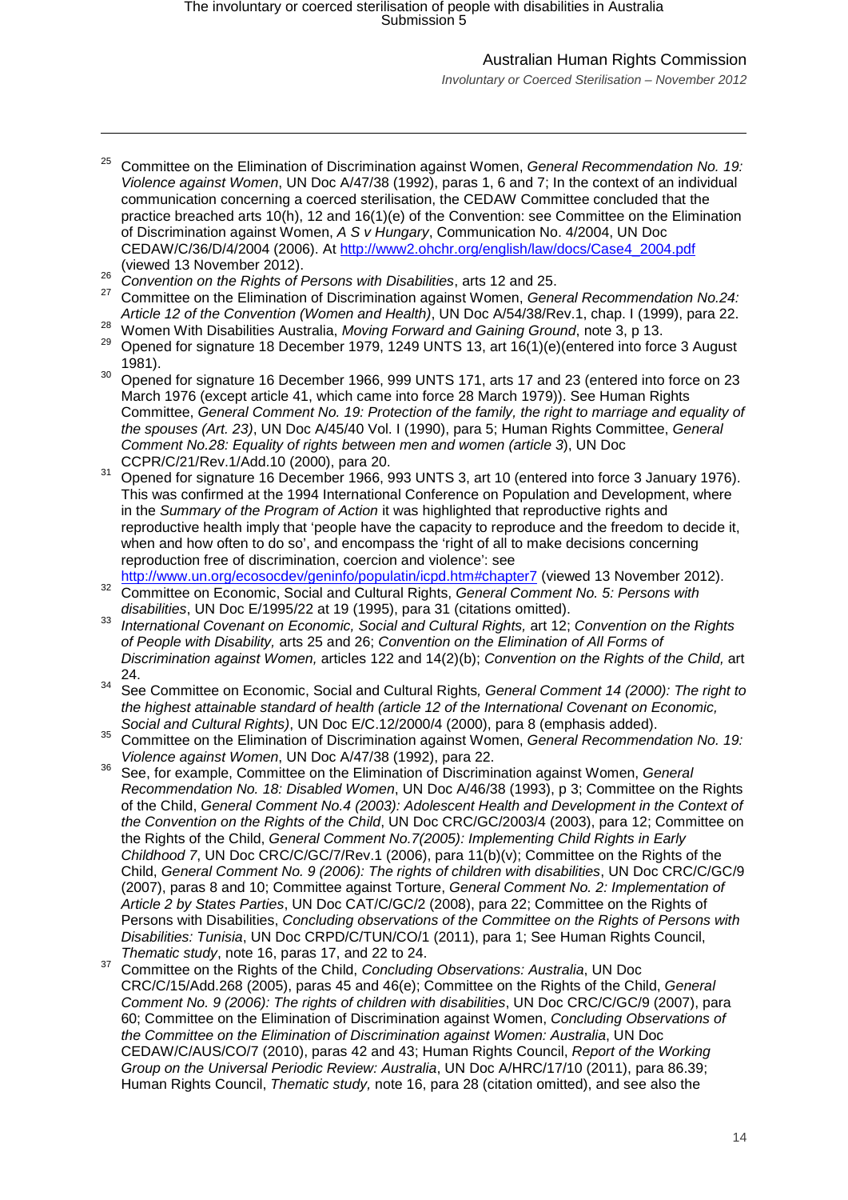[25] Committee on the Elimination of Discrimination against Women, *General Recommendation No. 19: Violence against Women*, UN Doc A/47/38 (1992), paras 1, 6 and 7; In the context of an individual communication concerning a coerced sterilisation, the CEDAW Committee concluded that the practice breached arts 10(h), 12 and 16(1)(e) of the Convention: see Committee on the Elimination of Discrimination against Women, *A S v Hungary*, Communication No. 4/2004, UN Doc CEDAW/C/36/D/4/2004 (2006). At http://www2.ohchr.org/english/law/docs/Case4_2004.pdf (viewed 13 November 2012).

[26] *Convention on the Rights of Persons with Disabilities*, arts 12 and 25.

[27] Committee on the Elimination of Discrimination against Women, *General Recommendation No.24: Article 12 of the Convention (Women and Health)*, UN Doc A/54/38/Rev.1, chap. I (1999), para 22.

[28] Women With Disabilities Australia, *Moving Forward and Gaining Ground*, note 3, p 13.

[29] Opened for signature 18 December 1979, 1249 UNTS 13, art 16(1)(e)(entered into force 3 August 1981).

[30] Opened for signature 16 December 1966, 999 UNTS 171, arts 17 and 23 (entered into force on 23 March 1976 (except article 41, which came into force 28 March 1979)). See Human Rights Committee, *General Comment No. 19: Protection of the family, the right to marriage and equality of the spouses (Art. 23)*, UN Doc A/45/40 Vol. I (1990), para 5; Human Rights Committee, *General Comment No.28: Equality of rights between men and women (article 3)*, UN Doc CCPR/C/21/Rev.1/Add.10 (2000), para 20.

[31] Opened for signature 16 December 1966, 993 UNTS 3, art 10 (entered into force 3 January 1976). This was confirmed at the 1994 International Conference on Population and Development, where in the *Summary of the Program of Action* it was highlighted that reproductive rights and reproductive health imply that 'people have the capacity to reproduce and the freedom to decide it, when and how often to do so', and encompass the 'right of all to make decisions concerning reproduction free of discrimination, coercion and violence': see http://www.un.org/ecosocdev/geninfo/populatin/icpd.htm#chapter7 (viewed 13 November 2012).

[32] Committee on Economic, Social and Cultural Rights, *General Comment No. 5: Persons with disabilities*, UN Doc E/1995/22 at 19 (1995), para 31 (citations omitted).

[33] *International Covenant on Economic, Social and Cultural Rights,* art 12; *Convention on the Rights of People with Disability,* arts 25 and 26; *Convention on the Elimination of All Forms of Discrimination against Women,* articles 122 and 14(2)(b); *Convention on the Rights of the Child,* art 24.

[34] See Committee on Economic, Social and Cultural Rights*, General Comment 14 (2000): The right to the highest attainable standard of health (article 12 of the International Covenant on Economic, Social and Cultural Rights)*, UN Doc E/C.12/2000/4 (2000), para 8 (emphasis added).

[35] Committee on the Elimination of Discrimination against Women, *General Recommendation No. 19: Violence against Women*, UN Doc A/47/38 (1992), para 22.

[36] See, for example, Committee on the Elimination of Discrimination against Women, *General Recommendation No. 18: Disabled Women*, UN Doc A/46/38 (1993), p 3; Committee on the Rights of the Child, *General Comment No.4 (2003): Adolescent Health and Development in the Context of the Convention on the Rights of the Child*, UN Doc CRC/GC/2003/4 (2003), para 12; Committee on the Rights of the Child, *General Comment No.7(2005): Implementing Child Rights in Early Childhood 7*, UN Doc CRC/C/GC/7/Rev.1 (2006), para 11(b)(v); Committee on the Rights of the Child, *General Comment No. 9 (2006): The rights of children with disabilities*, UN Doc CRC/C/GC/9 (2007), paras 8 and 10; Committee against Torture, *General Comment No. 2: Implementation of Article 2 by States Parties*, UN Doc CAT/C/GC/2 (2008), para 22; Committee on the Rights of Persons with Disabilities, *Concluding observations of the Committee on the Rights of Persons with Disabilities: Tunisia*, UN Doc CRPD/C/TUN/CO/1 (2011), para 1; See Human Rights Council, *Thematic study*, note 16, paras 17, and 22 to 24.

[37] Committee on the Rights of the Child, *Concluding Observations: Australia*, UN Doc CRC/C/15/Add.268 (2005), paras 45 and 46(e); Committee on the Rights of the Child, *General Comment No. 9 (2006): The rights of children with disabilities*, UN Doc CRC/C/GC/9 (2007), para 60; Committee on the Elimination of Discrimination against Women, *Concluding Observations of the Committee on the Elimination of Discrimination against Women: Australia*, UN Doc CEDAW/C/AUS/CO/7 (2010), paras 42 and 43; Human Rights Council, *Report of the Working Group on the Universal Periodic Review: Australia*, UN Doc A/HRC/17/10 (2011), para 86.39; Human Rights Council, *Thematic study,* note 16, para 28 (citation omitted), and see also the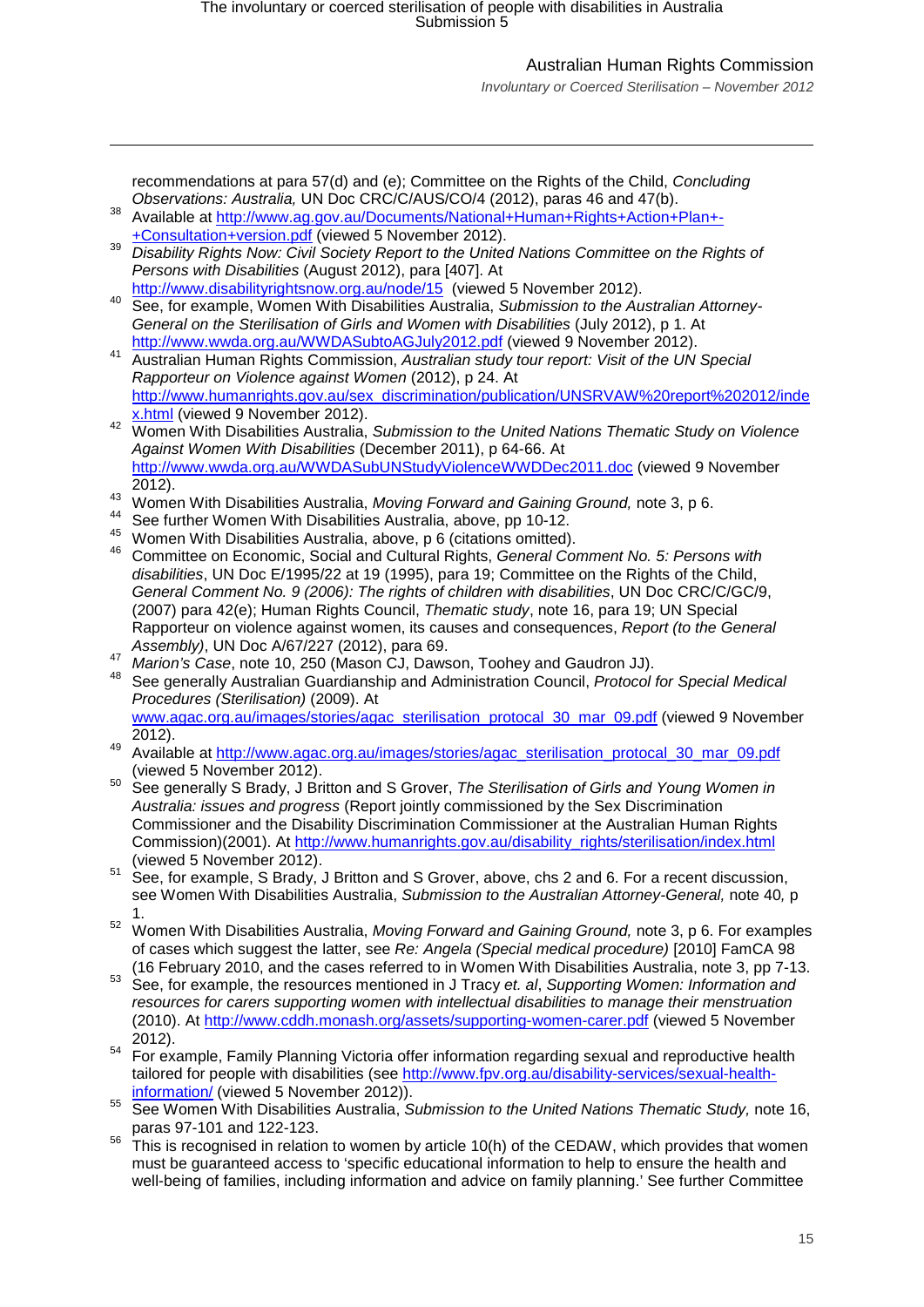recommendations at para 57(d) and (e); Committee on the Rights of the Child, *Concluding Observations: Australia,* UN Doc CRC/C/AUS/CO/4 (2012), paras 46 and 47(b).

[38] Available at http://www.ag.gov.au/Documents/National+Human+Rights+Action+Plan+-+Consultation+version.pdf (viewed 5 November 2012).

[39] *Disability Rights Now: Civil Society Report to the United Nations Committee on the Rights of Persons with Disabilities* (August 2012), para [407]. At http://www.disabilityrightsnow.org.au/node/15 (viewed 5 November 2012).

[40] See, for example, Women With Disabilities Australia, *Submission to the Australian Attorney-General on the Sterilisation of Girls and Women with Disabilities* (July 2012), p 1. At http://www.wwda.org.au/WWDASubtoAGJuly2012.pdf (viewed 9 November 2012).

[41] Australian Human Rights Commission, *Australian study tour report: Visit of the UN Special Rapporteur on Violence against Women* (2012), p 24. At http://www.humanrights.gov.au/sex_discrimination/publication/UNSRVAW%20report%202012/index.html (viewed 9 November 2012).

[42] Women With Disabilities Australia, *Submission to the United Nations Thematic Study on Violence Against Women With Disabilities* (December 2011), p 64-66. At http://www.wwda.org.au/WWDASubUNStudyViolenceWWDDec2011.doc (viewed 9 November 2012).

[43] Women With Disabilities Australia, *Moving Forward and Gaining Ground,* note 3, p 6.

[44] See further Women With Disabilities Australia, above, pp 10-12.

[45] Women With Disabilities Australia, above, p 6 (citations omitted).

[46] Committee on Economic, Social and Cultural Rights, *General Comment No. 5: Persons with disabilities*, UN Doc E/1995/22 at 19 (1995), para 19; Committee on the Rights of the Child, *General Comment No. 9 (2006): The rights of children with disabilities*, UN Doc CRC/C/GC/9, (2007) para 42(e); Human Rights Council, *Thematic study*, note 16, para 19; UN Special Rapporteur on violence against women, its causes and consequences, *Report (to the General Assembly)*, UN Doc A/67/227 (2012), para 69.

[47] *Marion's Case*, note 10, 250 (Mason CJ, Dawson, Toohey and Gaudron JJ).

[48] See generally Australian Guardianship and Administration Council, *Protocol for Special Medical Procedures (Sterilisation)* (2009). At www.agac.org.au/images/stories/agac_sterilisation_protocal_30_mar_09.pdf (viewed 9 November 2012).

[49] Available at http://www.agac.org.au/images/stories/agac_sterilisation_protocal_30_mar_09.pdf (viewed 5 November 2012).

[50] See generally S Brady, J Britton and S Grover, *The Sterilisation of Girls and Young Women in Australia: issues and progress* (Report jointly commissioned by the Sex Discrimination Commissioner and the Disability Discrimination Commissioner at the Australian Human Rights Commission)(2001). At http://www.humanrights.gov.au/disability_rights/sterilisation/index.html (viewed 5 November 2012).

[51] See, for example, S Brady, J Britton and S Grover, above, chs 2 and 6. For a recent discussion, see Women With Disabilities Australia, *Submission to the Australian Attorney-General,* note 40*,* p 1.

[52] Women With Disabilities Australia, *Moving Forward and Gaining Ground,* note 3, p 6. For examples of cases which suggest the latter, see *Re: Angela (Special medical procedure)* [2010] FamCA 98 (16 February 2010, and the cases referred to in Women With Disabilities Australia, note 3, pp 7-13.

[53] See, for example, the resources mentioned in J Tracy *et. al*, *Supporting Women: Information and resources for carers supporting women with intellectual disabilities to manage their menstruation* (2010). At http://www.cddh.monash.org/assets/supporting-women-carer.pdf (viewed 5 November 2012).

[54] For example, Family Planning Victoria offer information regarding sexual and reproductive health tailored for people with disabilities (see http://www.fpv.org.au/disability-services/sexual-health-information/ (viewed 5 November 2012)).

[55] See Women With Disabilities Australia, *Submission to the United Nations Thematic Study,* note 16, paras 97-101 and 122-123.

[56] This is recognised in relation to women by article 10(h) of the CEDAW, which provides that women must be guaranteed access to 'specific educational information to help to ensure the health and well-being of families, including information and advice on family planning.' See further Committee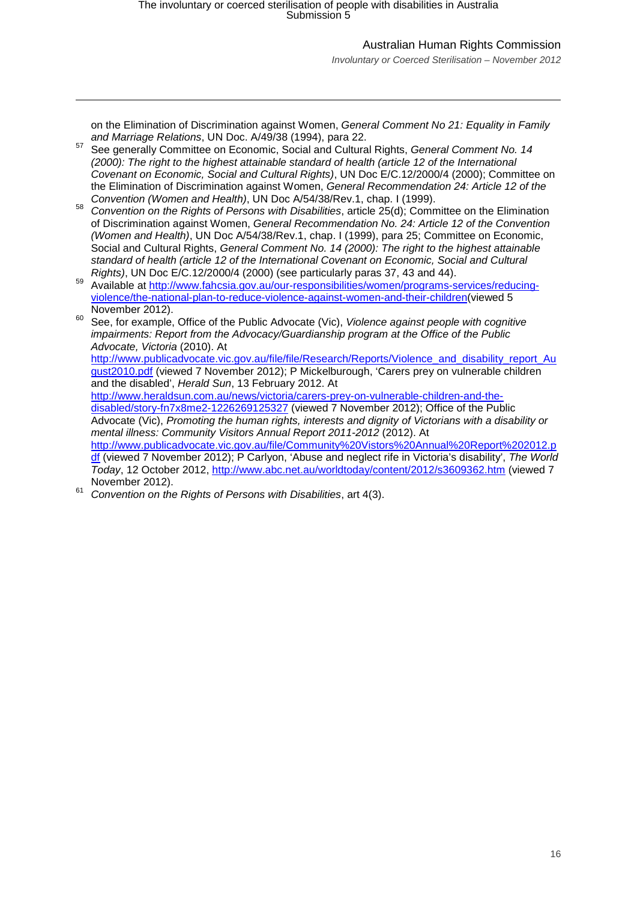on the Elimination of Discrimination against Women, *General Comment No 21: Equality in Family and Marriage Relations*, UN Doc. A/49/38 (1994), para 22.

[57] See generally Committee on Economic, Social and Cultural Rights, *General Comment No. 14 (2000): The right to the highest attainable standard of health (article 12 of the International Covenant on Economic, Social and Cultural Rights)*, UN Doc E/C.12/2000/4 (2000); Committee on the Elimination of Discrimination against Women, *General Recommendation 24: Article 12 of the Convention (Women and Health)*, UN Doc A/54/38/Rev.1, chap. I (1999).

[58] *Convention on the Rights of Persons with Disabilities*, article 25(d); Committee on the Elimination of Discrimination against Women, *General Recommendation No. 24: Article 12 of the Convention (Women and Health)*, UN Doc A/54/38/Rev.1, chap. I (1999), para 25; Committee on Economic, Social and Cultural Rights, *General Comment No. 14 (2000): The right to the highest attainable standard of health (article 12 of the International Covenant on Economic, Social and Cultural Rights)*, UN Doc E/C.12/2000/4 (2000) (see particularly paras 37, 43 and 44).

[59] Available at http://www.fahcsia.gov.au/our-responsibilities/women/programs-services/reducing-violence/the-national-plan-to-reduce-violence-against-women-and-their-children(viewed 5 November 2012).

[60] See, for example, Office of the Public Advocate (Vic), *Violence against people with cognitive impairments: Report from the Advocacy/Guardianship program at the Office of the Public Advocate, Victoria* (2010). At http://www.publicadvocate.vic.gov.au/file/file/Research/Reports/Violence_and_disability_report_August2010.pdf (viewed 7 November 2012); P Mickelburough, 'Carers prey on vulnerable children and the disabled', *Herald Sun*, 13 February 2012. At http://www.heraldsun.com.au/news/victoria/carers-prey-on-vulnerable-children-and-the-disabled/story-fn7x8me2-1226269125327 (viewed 7 November 2012); Office of the Public Advocate (Vic), *Promoting the human rights, interests and dignity of Victorians with a disability or mental illness: Community Visitors Annual Report 2011-2012* (2012). At http://www.publicadvocate.vic.gov.au/file/Community%20Vistors%20Annual%20Report%202012.pdf (viewed 7 November 2012); P Carlyon, 'Abuse and neglect rife in Victoria's disability', *The World Today*, 12 October 2012, http://www.abc.net.au/worldtoday/content/2012/s3609362.htm (viewed 7 November 2012).

[61] *Convention on the Rights of Persons with Disabilities*, art 4(3).